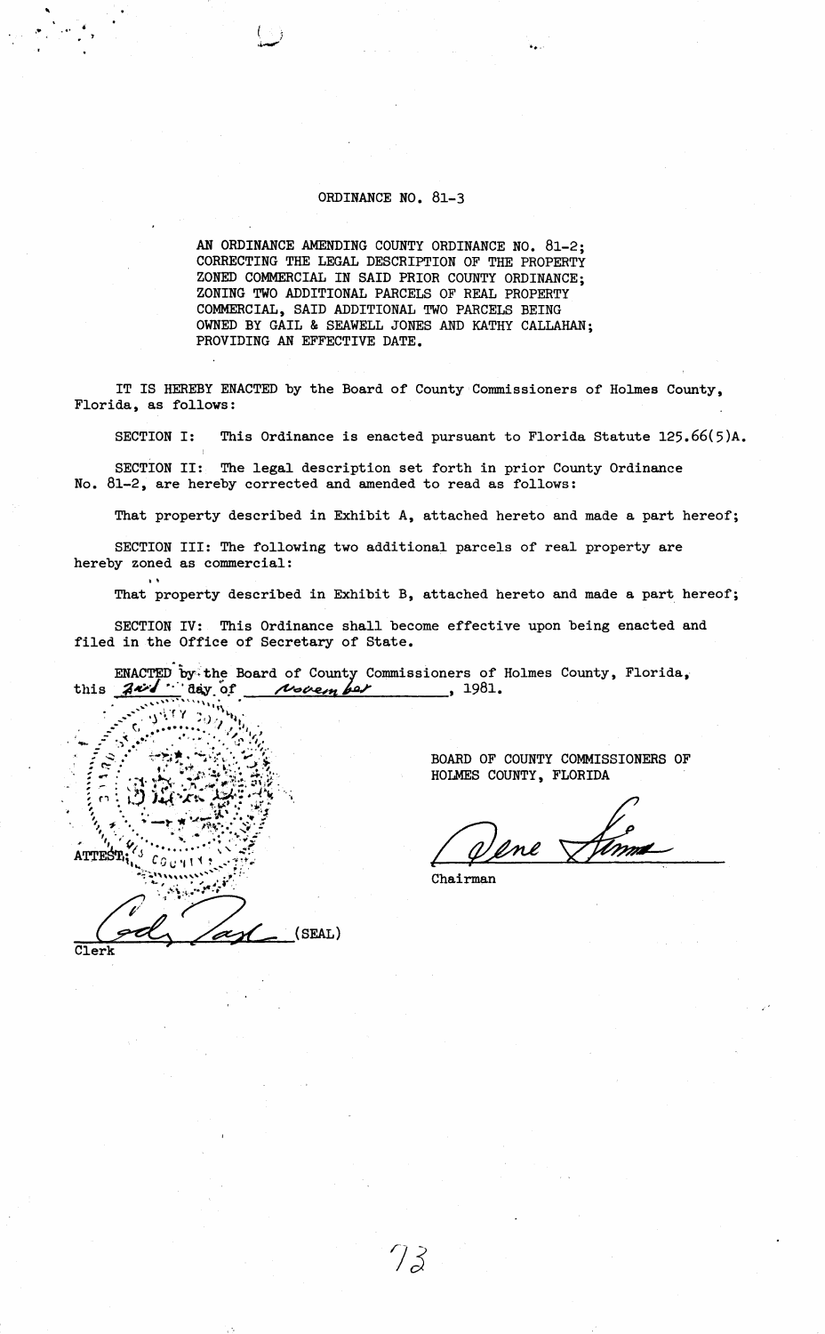# ORDINANCE NO. 81-3

AN ORDINANCE AMENDING COUNTY ORDINANCE NO. 81-2; CORRECTING THE LEGAL DESCRIPTION OF THE PROPERTY ZONED COMMERCIAL IN SAID PRIOR COUNTY ORDINANCE; ZONING TWO ADDITIONAL PARCELS OF REAL PROPERTY COMMERCIAL, SAID ADDITIONAL TWO PARCELS BEING OWNED BY GAIL & SEAWELL JONES AND KATHY CALLAHAN; PROVIDING AN EFFECTIVE DATE.

IT IS HEREBY ENACTED by the Board of County Commissioners of Holmes County, Florida, as follows:

SECTION I: This Ordinance is enacted pursuant to Florida Statute 125.66(5)A.

SECTION II: The legal description set forth in prior County Ordinance No. 81-2, are hereby corrected and amended to read as follows:

That property described in Exhibit A, attached hereto and made a part hereof;

SECTION III: The following two additional parcels of real property are hereby zoned as commercial:

That property described in Exhibit B, attached hereto and made a part hereof;

SECTION IV: This Ordinance shall become effective upon being enacted and filed in the Office of Secretary of State.

ENACTED by the Board of County Commissioners of Holmes County, Florida, this 3rd day of November, 1981.

BOARD OF COUNTY COMMISSIONERS OF HOLMES COUNTY, FLORIDA

Dene Simms
Chairman

ATTEST:

Cody Taylor (SEAL)
Clerk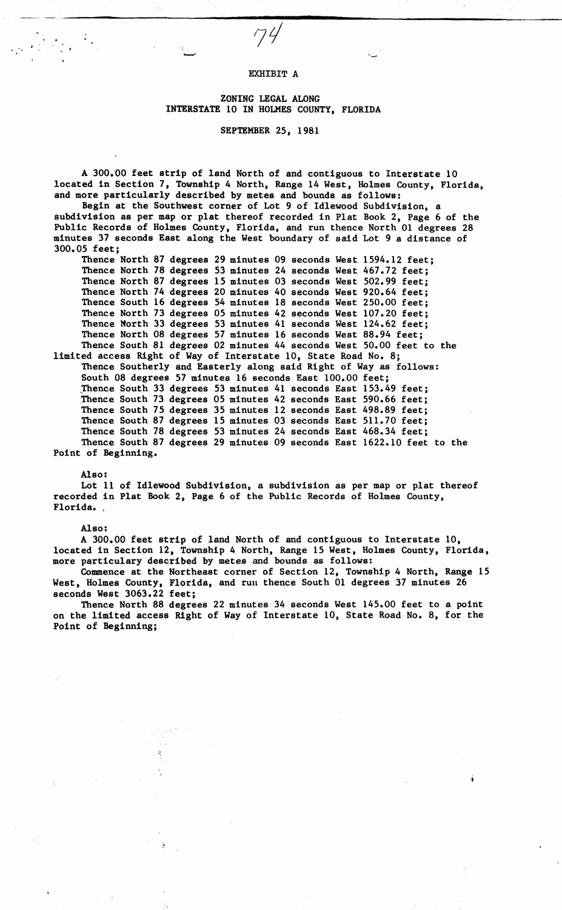# EXHIBIT A

## ZONING LEGAL ALONG INTERSTATE 10 IN HOLMES COUNTY, FLORIDA

SEPTEMBER 25, 1981

A 300.00 feet strip of land North of and contiguous to Interstate 10 located in Section 7, Township 4 North, Range 14 West, Holmes County, Florida, and more particularly described by metes and bounds as follows:

Begin at the Southwest corner of Lot 9 of Idlewood Subdivision, a subdivision as per map or plat thereof recorded in Plat Book 2, Page 6 of the Public Records of Holmes County, Florida, and run thence North 01 degrees 28 minutes 37 seconds East along the West boundary of said Lot 9 a distance of 300.05 feet;

Thence North 87 degrees 29 minutes 09 seconds West 1594.12 feet;
Thence North 78 degrees 53 minutes 24 seconds West 467.72 feet;
Thence North 87 degrees 15 minutes 03 seconds West 502.99 feet;
Thence North 74 degrees 20 minutes 40 seconds West 920.64 feet;
Thence South 16 degrees 54 minutes 18 seconds West 250.00 feet;
Thence North 73 degrees 05 minutes 42 seconds West 107.20 feet;
Thence North 33 degrees 53 minutes 41 seconds West 124.62 feet;
Thence North 08 degrees 57 minutes 16 seconds West 88.94 feet;
Thence South 81 degrees 02 minutes 44 seconds West 50.00 feet to the limited access Right of Way of Interstate 10, State Road No. 8;
Thence Southerly and Easterly along said Right of Way as follows:
South 08 degrees 57 minutes 16 seconds East 100.00 feet;
Thence South 33 degrees 53 minutes 41 seconds East 153.49 feet;
Thence South 73 degrees 05 minutes 42 seconds East 590.66 feet;
Thence South 75 degrees 35 minutes 12 seconds East 498.89 feet;
Thence South 87 degrees 15 minutes 03 seconds East 511.70 feet;
Thence South 78 degrees 53 minutes 24 seconds East 468.34 feet;
Thence South 87 degrees 29 minutes 09 seconds East 1622.10 feet to the Point of Beginning.

Also:
Lot 11 of Idlewood Subdivision, a subdivision as per map or plat thereof recorded in Plat Book 2, Page 6 of the Public Records of Holmes County, Florida.

Also:
A 300.00 feet strip of land North of and contiguous to Interstate 10, located in Section 12, Township 4 North, Range 15 West, Holmes County, Florida, more particulary described by metes and bounds as follows:

Commence at the Northeast corner of Section 12, Township 4 North, Range 15 West, Holmes County, Florida, and run thence South 01 degrees 37 minutes 26 seconds West 3063.22 feet;

Thence North 88 degrees 22 minutes 34 seconds West 145.00 feet to a point on the limited access Right of Way of Interstate 10, State Road No. 8, for the Point of Beginning;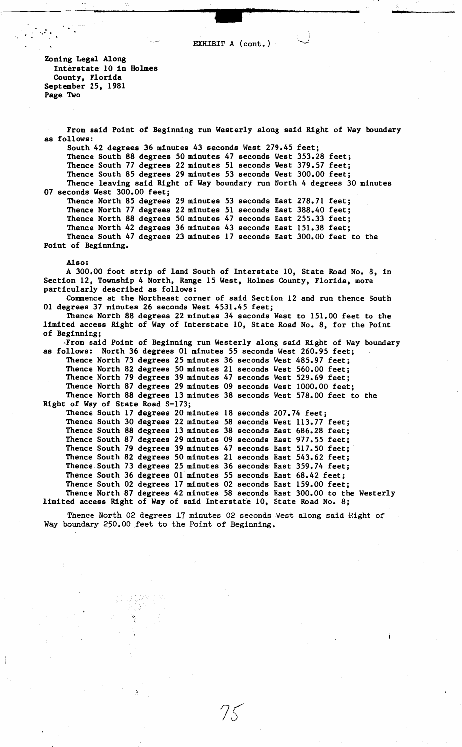EXHIBIT A (cont.)

**Zoning Legal Along Interstate 10 in Holmes County, Florida**
**September 25, 1981**
**Page Two**

From said Point of Beginning run Westerly along said Right of Way boundary as follows:

South 42 degrees 36 minutes 43 seconds West 279.45 feet;
Thence South 88 degrees 50 minutes 47 seconds West 353.28 feet;
Thence South 77 degrees 22 minutes 51 seconds West 379.57 feet;
Thence South 85 degrees 29 minutes 53 seconds West 300.00 feet;
Thence leaving said Right of Way boundary run North 4 degrees 30 minutes 07 seconds West 300.00 feet;
Thence North 85 degrees 29 minutes 53 seconds East 278.71 feet;
Thence North 77 degrees 22 minutes 51 seconds East 388.40 feet;
Thence North 88 degrees 50 minutes 47 seconds East 255.33 feet;
Thence North 42 degrees 36 minutes 43 seconds East 151.38 feet;
Thence South 47 degrees 23 minutes 17 seconds East 300.00 feet to the Point of Beginning.

Also:

A 300.00 foot strip of land South of Interstate 10, State Road No. 8, in Section 12, Township 4 North, Range 15 West, Holmes County, Florida, more particularly described as follows:

Commence at the Northeast corner of said Section 12 and run thence South 01 degrees 37 minutes 26 seconds West 4531.45 feet;

Thence North 88 degrees 22 minutes 34 seconds West to 151.00 feet to the limited access Right of Way of Interstate 10, State Road No. 8, for the Point of Beginning;

From said Point of Beginning run Westerly along said Right of Way boundary as follows: North 36 degrees 01 minutes 55 seconds West 260.95 feet;
Thence North 73 degrees 25 minutes 36 seconds West 485.97 feet;
Thence North 82 degrees 50 minutes 21 seconds West 560.00 feet;
Thence North 79 degrees 39 minutes 47 seconds West 529.69 feet;
Thence North 87 degrees 29 minutes 09 seconds West 1000.00 feet;
Thence North 88 degrees 13 minutes 38 seconds West 578.00 feet to the Right of Way of State Road S-173;
Thence South 17 degrees 20 minutes 18 seconds 207.74 feet;
Thence South 30 degrees 22 minutes 58 seconds West 113.77 feet;
Thence South 88 degrees 13 minutes 38 seconds East 686.28 feet;
Thence South 87 degrees 29 minutes 09 seconds East 977.55 feet;
Thence South 79 degrees 39 minutes 47 seconds East 517.50 feet;
Thence South 82 degrees 50 minutes 21 seconds East 543.62 feet;
Thence South 73 degrees 25 minutes 36 seconds East 359.74 feet;
Thence South 36 degrees 01 minutes 55 seconds East 68.42 feet;
Thence South 02 degrees 17 minutes 02 seconds East 159.00 feet;
Thence North 87 degrees 42 minutes 58 seconds East 300.00 to the Westerly limited access Right of Way of said Interstate 10, State Road No. 8;

Thence North 02 degrees 17 minutes 02 seconds West along said Right of Way boundary 250.00 feet to the Point of Beginning.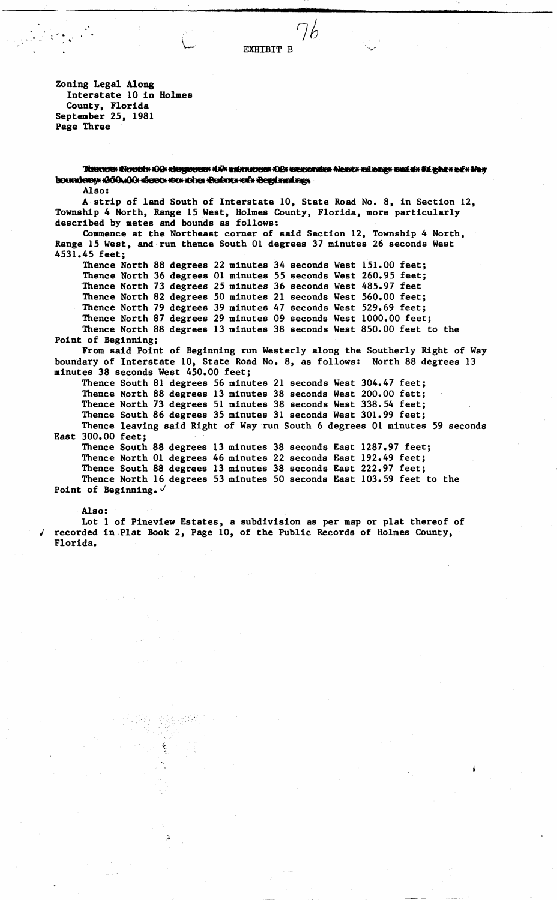EXHIBIT B

Zoning Legal Along
Interstate 10 in Holmes
County, Florida
September 25, 1981
Page Three

~~Thence North 02 degrees 17 minutes 02 seconds West along said Right of Way boundary 250.00 feet to the Point of Beginning.~~

Also:

A strip of land South of Interstate 10, State Road No. 8, in Section 12, Township 4 North, Range 15 West, Holmes County, Florida, more particularly described by metes and bounds as follows:

Commence at the Northeast corner of said Section 12, Township 4 North, Range 15 West, and run thence South 01 degrees 37 minutes 26 seconds West 4531.45 feet;

Thence North 88 degrees 22 minutes 34 seconds West 151.00 feet;
Thence North 36 degrees 01 minutes 55 seconds West 260.95 feet;
Thence North 73 degrees 25 minutes 36 seconds West 485.97 feet
Thence North 82 degrees 50 minutes 21 seconds West 560.00 feet;
Thence North 79 degrees 39 minutes 47 seconds West 529.69 feet;
Thence North 87 degrees 29 minutes 09 seconds West 1000.00 feet;
Thence North 88 degrees 13 minutes 38 seconds West 850.00 feet to the Point of Beginning;

From said Point of Beginning run Westerly along the Southerly Right of Way boundary of Interstate 10, State Road No. 8, as follows: North 88 degrees 13 minutes 38 seconds West 450.00 feet;

Thence South 81 degrees 56 minutes 21 seconds West 304.47 feet;
Thence North 88 degrees 13 minutes 38 seconds West 200.00 fett;
Thence North 73 degrees 51 minutes 38 seconds West 338.54 feet;
Thence South 86 degrees 35 minutes 31 seconds West 301.99 feet;
Thence leaving said Right of Way run South 6 degrees 01 minutes 59 seconds East 300.00 feet;
Thence South 88 degrees 13 minutes 38 seconds East 1287.97 feet;
Thence North 01 degrees 46 minutes 22 seconds East 192.49 feet;
Thence South 88 degrees 13 minutes 38 seconds East 222.97 feet;
Thence North 16 degrees 53 minutes 50 seconds East 103.59 feet to the Point of Beginning. ✓

Also:

✓ Lot 1 of Pineview Estates, a subdivision as per map or plat thereof of recorded in Plat Book 2, Page 10, of the Public Records of Holmes County, Florida.